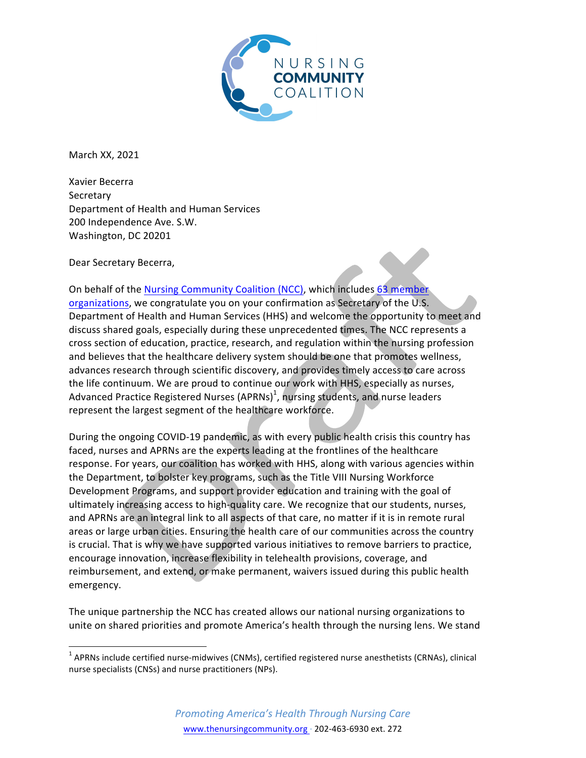NURSING **COMMUNITY** COALITION

March XX, 2021

Xavier Becerra
Secretary
Department of Health and Human Services
200 Independence Ave. S.W.
Washington, DC 20201

Dear Secretary Becerra,

On behalf of the Nursing Community Coalition (NCC), which includes 63 member organizations, we congratulate you on your confirmation as Secretary of the U.S. Department of Health and Human Services (HHS) and welcome the opportunity to meet and discuss shared goals, especially during these unprecedented times. The NCC represents a cross section of education, practice, research, and regulation within the nursing profession and believes that the healthcare delivery system should be one that promotes wellness, advances research through scientific discovery, and provides timely access to care across the life continuum. We are proud to continue our work with HHS, especially as nurses, Advanced Practice Registered Nurses (APRNs)[1], nursing students, and nurse leaders represent the largest segment of the healthcare workforce.

During the ongoing COVID-19 pandemic, as with every public health crisis this country has faced, nurses and APRNs are the experts leading at the frontlines of the healthcare response. For years, our coalition has worked with HHS, along with various agencies within the Department, to bolster key programs, such as the Title VIII Nursing Workforce Development Programs, and support provider education and training with the goal of ultimately increasing access to high-quality care. We recognize that our students, nurses, and APRNs are an integral link to all aspects of that care, no matter if it is in remote rural areas or large urban cities. Ensuring the health care of our communities across the country is crucial. That is why we have supported various initiatives to remove barriers to practice, encourage innovation, increase flexibility in telehealth provisions, coverage, and reimbursement, and extend, or make permanent, waivers issued during this public health emergency.

The unique partnership the NCC has created allows our national nursing organizations to unite on shared priorities and promote America's health through the nursing lens. We stand

[1] APRNs include certified nurse-midwives (CNMs), certified registered nurse anesthetists (CRNAs), clinical nurse specialists (CNSs) and nurse practitioners (NPs).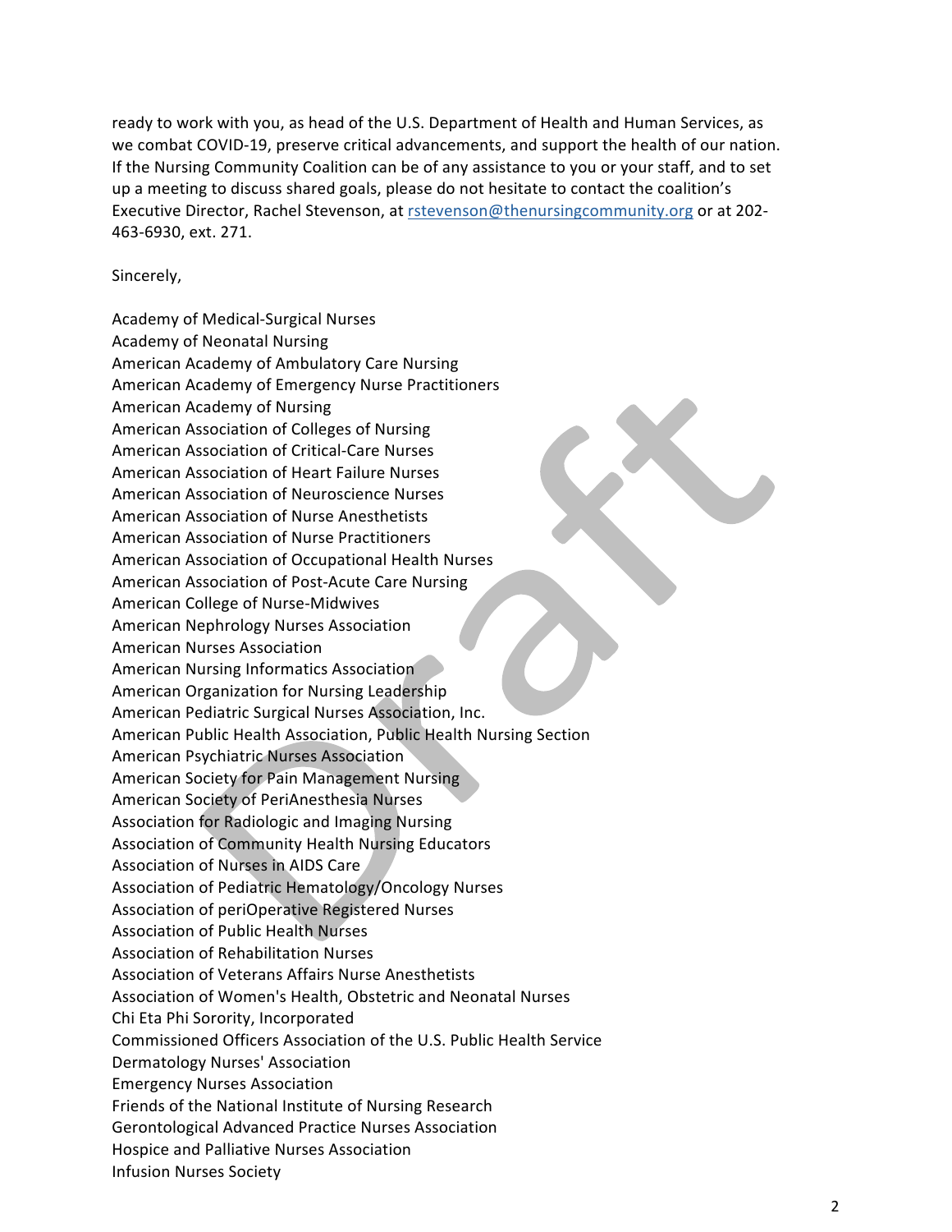ready to work with you, as head of the U.S. Department of Health and Human Services, as we combat COVID-19, preserve critical advancements, and support the health of our nation. If the Nursing Community Coalition can be of any assistance to you or your staff, and to set up a meeting to discuss shared goals, please do not hesitate to contact the coalition's Executive Director, Rachel Stevenson, at rstevenson@thenursingcommunity.org or at 202-463-6930, ext. 271.

Sincerely,

Academy of Medical-Surgical Nurses
Academy of Neonatal Nursing
American Academy of Ambulatory Care Nursing
American Academy of Emergency Nurse Practitioners
American Academy of Nursing
American Association of Colleges of Nursing
American Association of Critical-Care Nurses
American Association of Heart Failure Nurses
American Association of Neuroscience Nurses
American Association of Nurse Anesthetists
American Association of Nurse Practitioners
American Association of Occupational Health Nurses
American Association of Post-Acute Care Nursing
American College of Nurse-Midwives
American Nephrology Nurses Association
American Nurses Association
American Nursing Informatics Association
American Organization for Nursing Leadership
American Pediatric Surgical Nurses Association, Inc.
American Public Health Association, Public Health Nursing Section
American Psychiatric Nurses Association
American Society for Pain Management Nursing
American Society of PeriAnesthesia Nurses
Association for Radiologic and Imaging Nursing
Association of Community Health Nursing Educators
Association of Nurses in AIDS Care
Association of Pediatric Hematology/Oncology Nurses
Association of periOperative Registered Nurses
Association of Public Health Nurses
Association of Rehabilitation Nurses
Association of Veterans Affairs Nurse Anesthetists
Association of Women's Health, Obstetric and Neonatal Nurses
Chi Eta Phi Sorority, Incorporated
Commissioned Officers Association of the U.S. Public Health Service
Dermatology Nurses' Association
Emergency Nurses Association
Friends of the National Institute of Nursing Research
Gerontological Advanced Practice Nurses Association
Hospice and Palliative Nurses Association
Infusion Nurses Society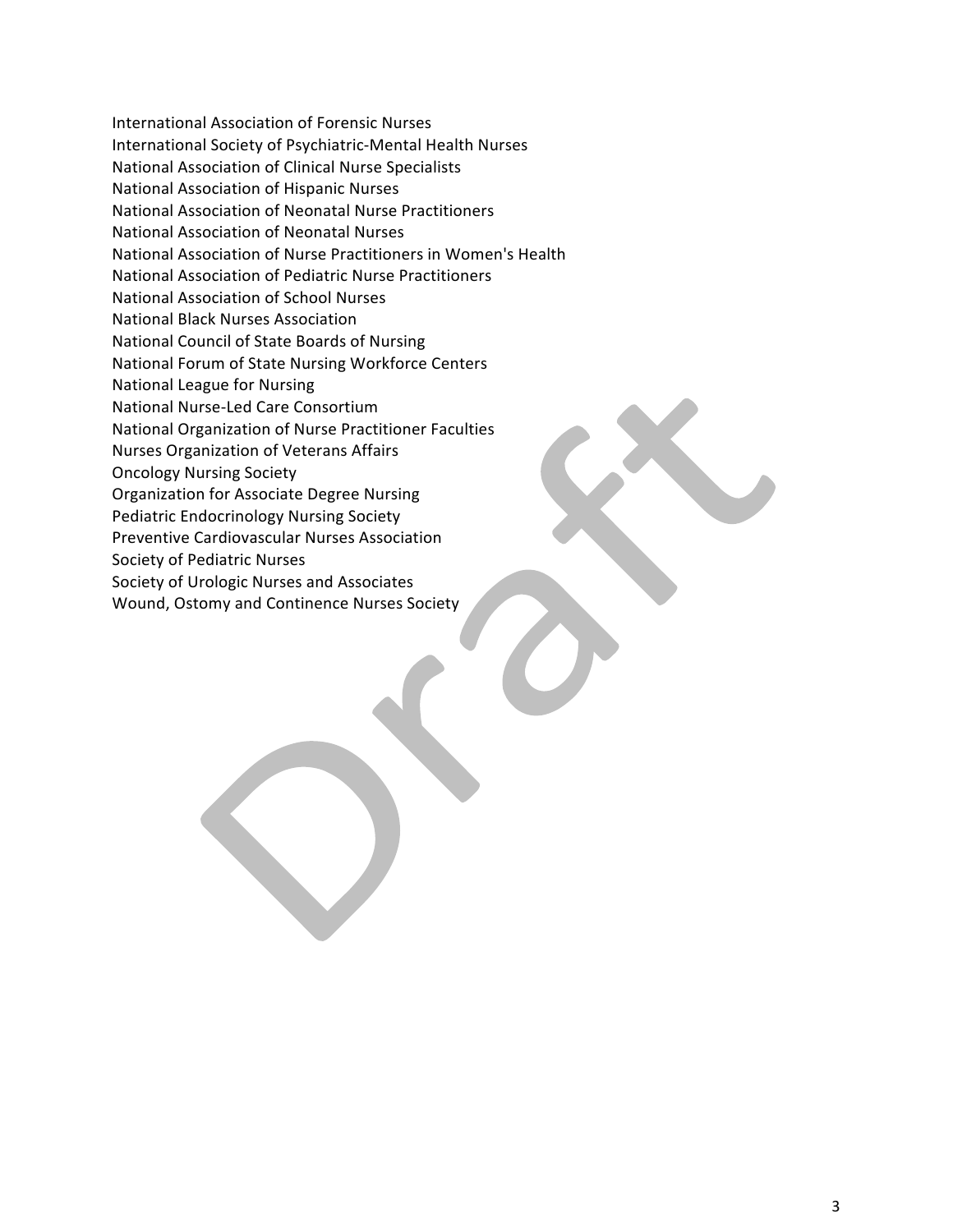International Association of Forensic Nurses
International Society of Psychiatric-Mental Health Nurses
National Association of Clinical Nurse Specialists
National Association of Hispanic Nurses
National Association of Neonatal Nurse Practitioners
National Association of Neonatal Nurses
National Association of Nurse Practitioners in Women's Health
National Association of Pediatric Nurse Practitioners
National Association of School Nurses
National Black Nurses Association
National Council of State Boards of Nursing
National Forum of State Nursing Workforce Centers
National League for Nursing
National Nurse-Led Care Consortium
National Organization of Nurse Practitioner Faculties
Nurses Organization of Veterans Affairs
Oncology Nursing Society
Organization for Associate Degree Nursing
Pediatric Endocrinology Nursing Society
Preventive Cardiovascular Nurses Association
Society of Pediatric Nurses
Society of Urologic Nurses and Associates
Wound, Ostomy and Continence Nurses Society